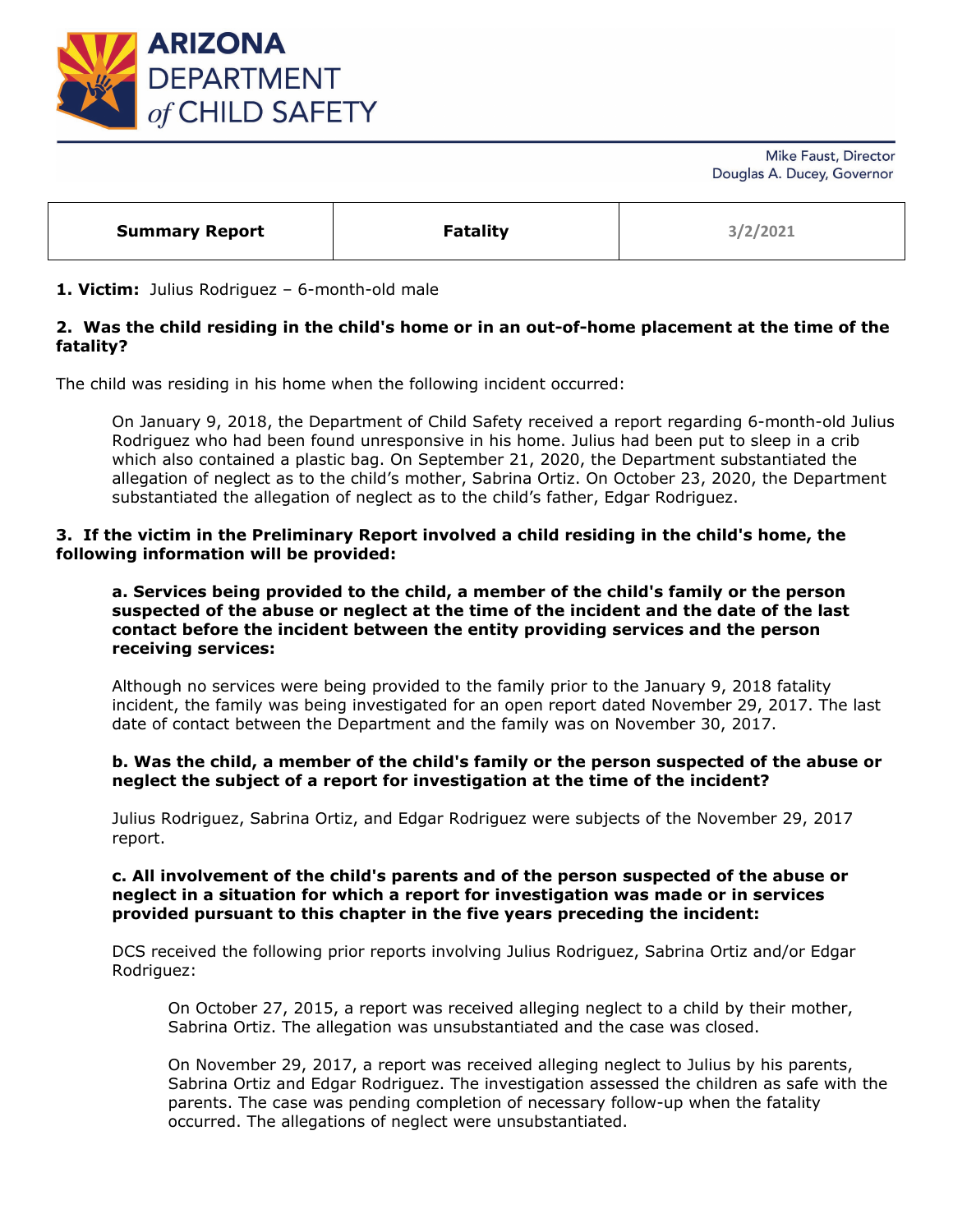# ARIZONA DEPARTMENT of CHILD SAFETY

Mike Faust, Director
Douglas A. Ducey, Governor

| Summary Report | Fatality | 3/2/2021 |
|---|---|---|

**1. Victim:** Julius Rodriguez – 6-month-old male

**2. Was the child residing in the child's home or in an out-of-home placement at the time of the fatality?**

The child was residing in his home when the following incident occurred:

> On January 9, 2018, the Department of Child Safety received a report regarding 6-month-old Julius Rodriguez who had been found unresponsive in his home. Julius had been put to sleep in a crib which also contained a plastic bag. On September 21, 2020, the Department substantiated the allegation of neglect as to the child's mother, Sabrina Ortiz. On October 23, 2020, the Department substantiated the allegation of neglect as to the child's father, Edgar Rodriguez.

**3. If the victim in the Preliminary Report involved a child residing in the child's home, the following information will be provided:**

**a. Services being provided to the child, a member of the child's family or the person suspected of the abuse or neglect at the time of the incident and the date of the last contact before the incident between the entity providing services and the person receiving services:**

Although no services were being provided to the family prior to the January 9, 2018 fatality incident, the family was being investigated for an open report dated November 29, 2017. The last date of contact between the Department and the family was on November 30, 2017.

**b. Was the child, a member of the child's family or the person suspected of the abuse or neglect the subject of a report for investigation at the time of the incident?**

Julius Rodriguez, Sabrina Ortiz, and Edgar Rodriguez were subjects of the November 29, 2017 report.

**c. All involvement of the child's parents and of the person suspected of the abuse or neglect in a situation for which a report for investigation was made or in services provided pursuant to this chapter in the five years preceding the incident:**

DCS received the following prior reports involving Julius Rodriguez, Sabrina Ortiz and/or Edgar Rodriguez:

> On October 27, 2015, a report was received alleging neglect to a child by their mother, Sabrina Ortiz. The allegation was unsubstantiated and the case was closed.
>
> On November 29, 2017, a report was received alleging neglect to Julius by his parents, Sabrina Ortiz and Edgar Rodriguez. The investigation assessed the children as safe with the parents. The case was pending completion of necessary follow-up when the fatality occurred. The allegations of neglect were unsubstantiated.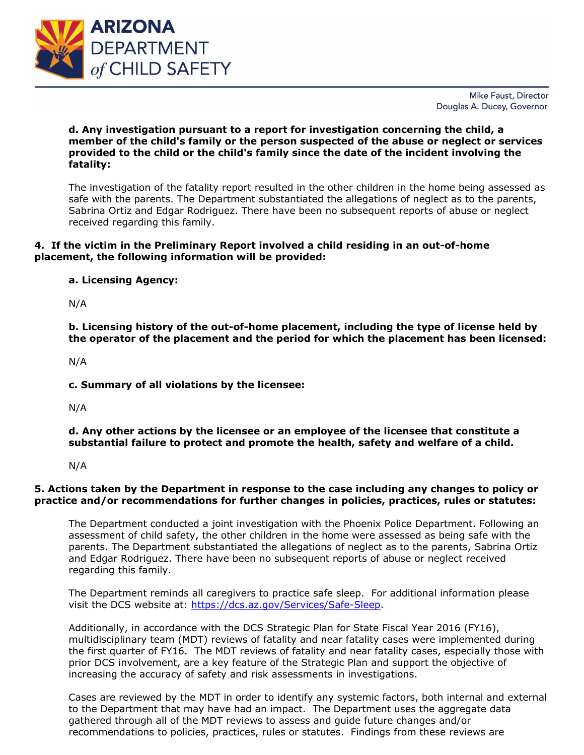**d. Any investigation pursuant to a report for investigation concerning the child, a member of the child's family or the person suspected of the abuse or neglect or services provided to the child or the child's family since the date of the incident involving the fatality:**

The investigation of the fatality report resulted in the other children in the home being assessed as safe with the parents. The Department substantiated the allegations of neglect as to the parents, Sabrina Ortiz and Edgar Rodriguez. There have been no subsequent reports of abuse or neglect received regarding this family.

**4. If the victim in the Preliminary Report involved a child residing in an out-of-home placement, the following information will be provided:**

**a. Licensing Agency:**

N/A

**b. Licensing history of the out-of-home placement, including the type of license held by the operator of the placement and the period for which the placement has been licensed:**

N/A

**c. Summary of all violations by the licensee:**

N/A

**d. Any other actions by the licensee or an employee of the licensee that constitute a substantial failure to protect and promote the health, safety and welfare of a child.**

N/A

**5. Actions taken by the Department in response to the case including any changes to policy or practice and/or recommendations for further changes in policies, practices, rules or statutes:**

The Department conducted a joint investigation with the Phoenix Police Department. Following an assessment of child safety, the other children in the home were assessed as being safe with the parents. The Department substantiated the allegations of neglect as to the parents, Sabrina Ortiz and Edgar Rodriguez. There have been no subsequent reports of abuse or neglect received regarding this family.

The Department reminds all caregivers to practice safe sleep. For additional information please visit the DCS website at: https://dcs.az.gov/Services/Safe-Sleep.

Additionally, in accordance with the DCS Strategic Plan for State Fiscal Year 2016 (FY16), multidisciplinary team (MDT) reviews of fatality and near fatality cases were implemented during the first quarter of FY16. The MDT reviews of fatality and near fatality cases, especially those with prior DCS involvement, are a key feature of the Strategic Plan and support the objective of increasing the accuracy of safety and risk assessments in investigations.

Cases are reviewed by the MDT in order to identify any systemic factors, both internal and external to the Department that may have had an impact. The Department uses the aggregate data gathered through all of the MDT reviews to assess and guide future changes and/or recommendations to policies, practices, rules or statutes. Findings from these reviews are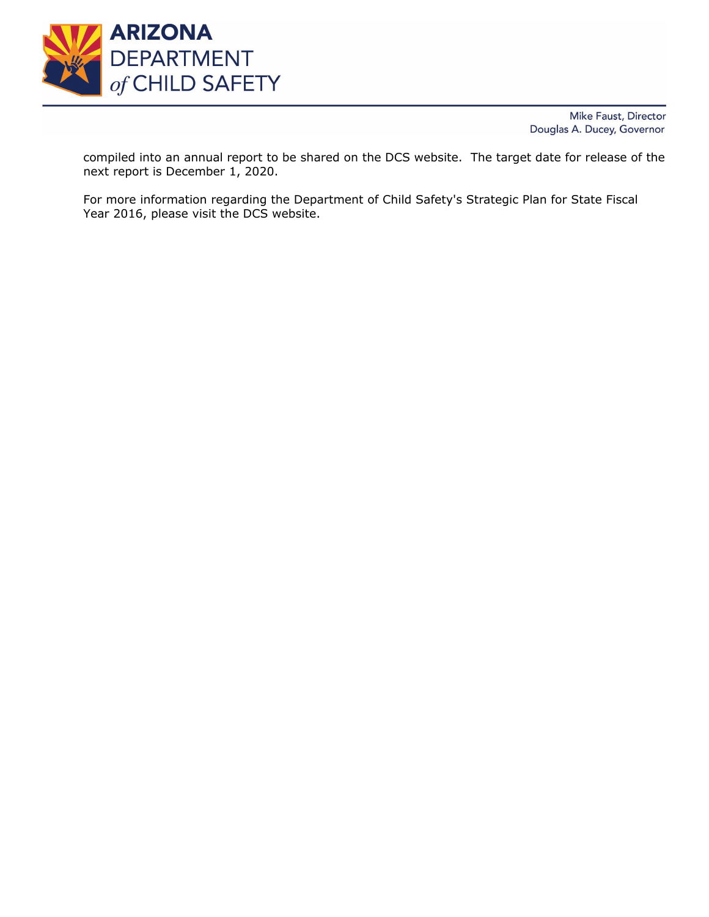compiled into an annual report to be shared on the DCS website. The target date for release of the next report is December 1, 2020.

For more information regarding the Department of Child Safety's Strategic Plan for State Fiscal Year 2016, please visit the DCS website.